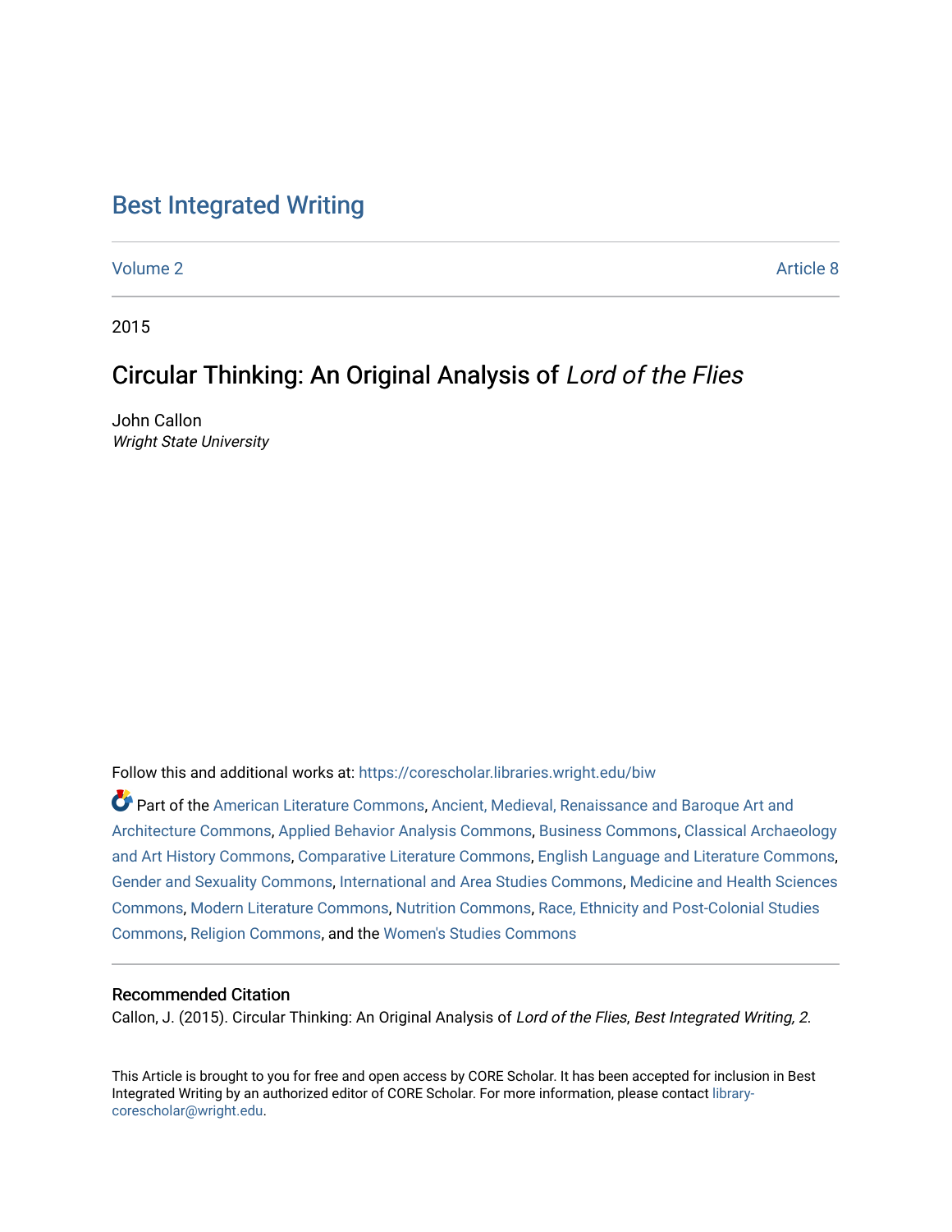# Best Integrated Writing

Volume 2 Article 8

2015

## Circular Thinking: An Original Analysis of *Lord of the Flies*

John Callon
*Wright State University*

Follow this and additional works at: https://corescholar.libraries.wright.edu/biw

Part of the American Literature Commons, Ancient, Medieval, Renaissance and Baroque Art and Architecture Commons, Applied Behavior Analysis Commons, Business Commons, Classical Archaeology and Art History Commons, Comparative Literature Commons, English Language and Literature Commons, Gender and Sexuality Commons, International and Area Studies Commons, Medicine and Health Sciences Commons, Modern Literature Commons, Nutrition Commons, Race, Ethnicity and Post-Colonial Studies Commons, Religion Commons, and the Women's Studies Commons

### Recommended Citation

Callon, J. (2015). Circular Thinking: An Original Analysis of *Lord of the Flies*, *Best Integrated Writing, 2.*

This Article is brought to you for free and open access by CORE Scholar. It has been accepted for inclusion in Best Integrated Writing by an authorized editor of CORE Scholar. For more information, please contact library-corescholar@wright.edu.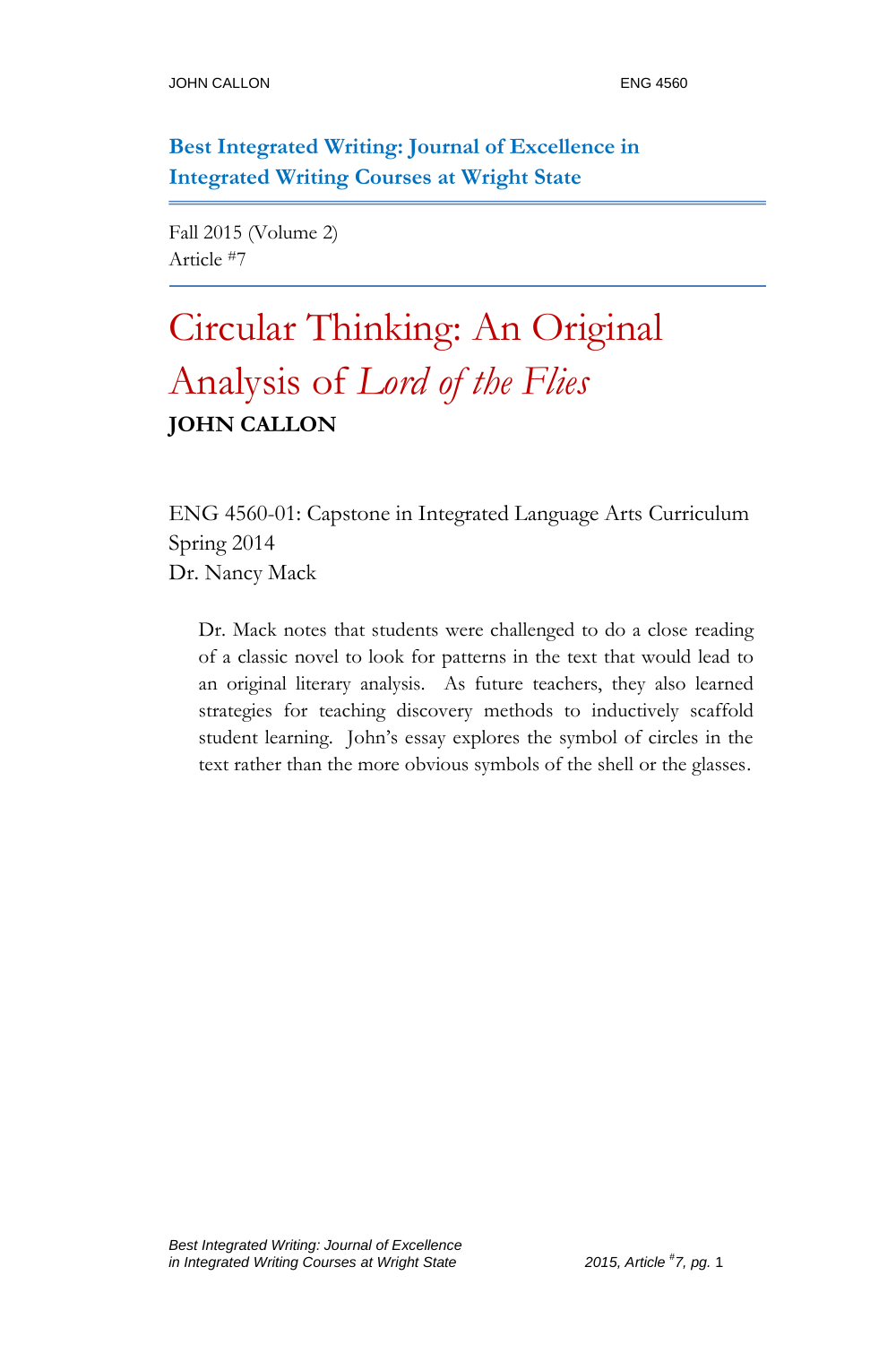**Best Integrated Writing: Journal of Excellence in Integrated Writing Courses at Wright State**

Fall 2015 (Volume 2)
Article #7

# Circular Thinking: An Original Analysis of *Lord of the Flies*

**JOHN CALLON**

ENG 4560-01: Capstone in Integrated Language Arts Curriculum
Spring 2014
Dr. Nancy Mack

> Dr. Mack notes that students were challenged to do a close reading of a classic novel to look for patterns in the text that would lead to an original literary analysis. As future teachers, they also learned strategies for teaching discovery methods to inductively scaffold student learning. John's essay explores the symbol of circles in the text rather than the more obvious symbols of the shell or the glasses.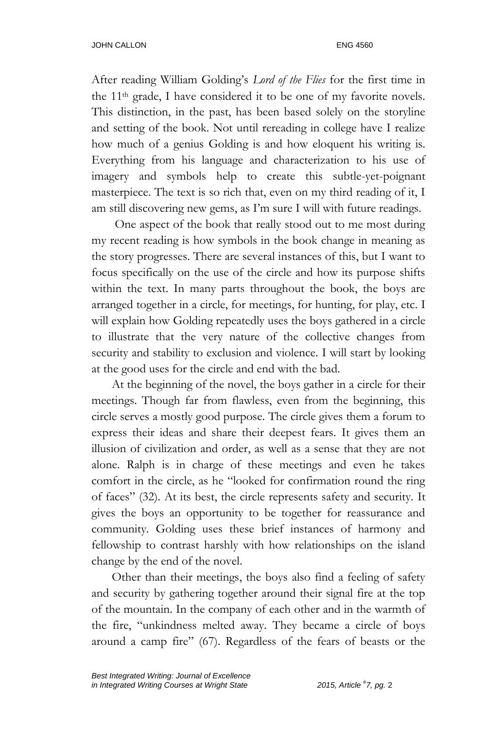After reading William Golding's *Lord of the Flies* for the first time in the 11th grade, I have considered it to be one of my favorite novels. This distinction, in the past, has been based solely on the storyline and setting of the book. Not until rereading in college have I realize how much of a genius Golding is and how eloquent his writing is. Everything from his language and characterization to his use of imagery and symbols help to create this subtle-yet-poignant masterpiece. The text is so rich that, even on my third reading of it, I am still discovering new gems, as I'm sure I will with future readings.

One aspect of the book that really stood out to me most during my recent reading is how symbols in the book change in meaning as the story progresses. There are several instances of this, but I want to focus specifically on the use of the circle and how its purpose shifts within the text. In many parts throughout the book, the boys are arranged together in a circle, for meetings, for hunting, for play, etc. I will explain how Golding repeatedly uses the boys gathered in a circle to illustrate that the very nature of the collective changes from security and stability to exclusion and violence. I will start by looking at the good uses for the circle and end with the bad.

At the beginning of the novel, the boys gather in a circle for their meetings. Though far from flawless, even from the beginning, this circle serves a mostly good purpose. The circle gives them a forum to express their ideas and share their deepest fears. It gives them an illusion of civilization and order, as well as a sense that they are not alone. Ralph is in charge of these meetings and even he takes comfort in the circle, as he "looked for confirmation round the ring of faces" (32). At its best, the circle represents safety and security. It gives the boys an opportunity to be together for reassurance and community. Golding uses these brief instances of harmony and fellowship to contrast harshly with how relationships on the island change by the end of the novel.

Other than their meetings, the boys also find a feeling of safety and security by gathering together around their signal fire at the top of the mountain. In the company of each other and in the warmth of the fire, "unkindness melted away. They became a circle of boys around a camp fire" (67). Regardless of the fears of beasts or the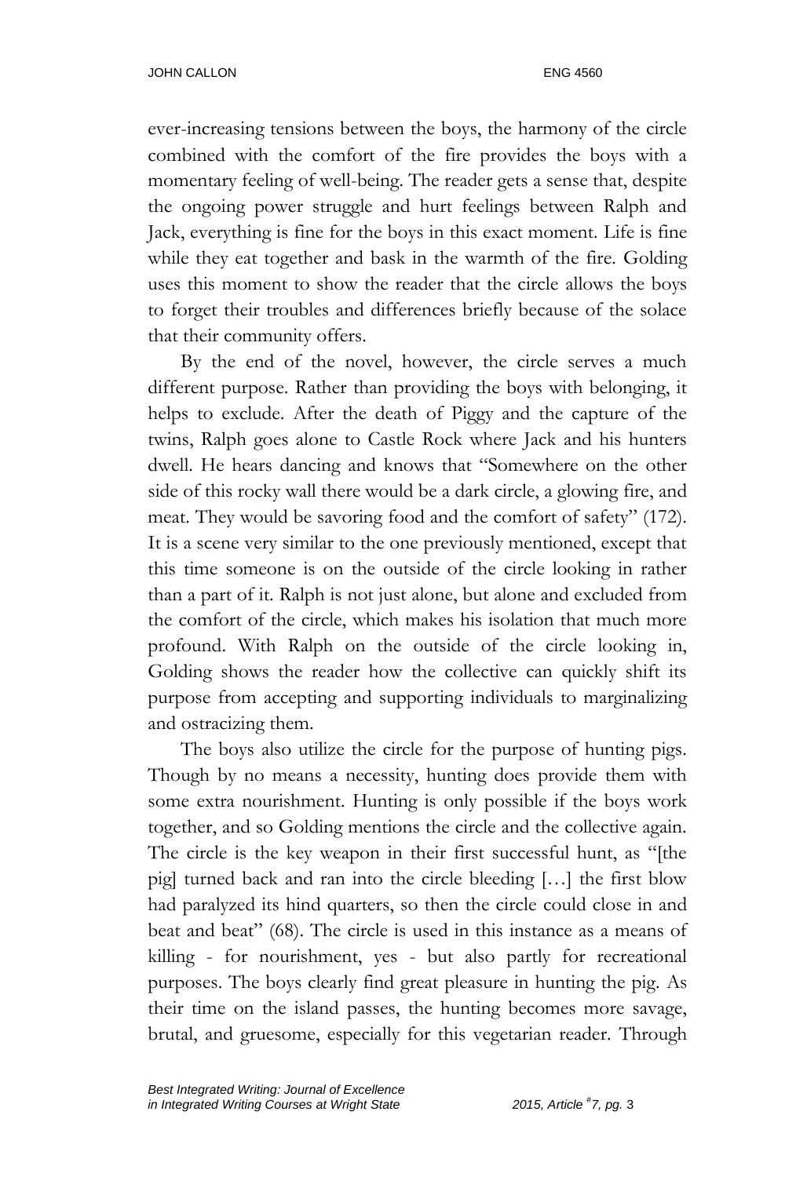ever-increasing tensions between the boys, the harmony of the circle combined with the comfort of the fire provides the boys with a momentary feeling of well-being. The reader gets a sense that, despite the ongoing power struggle and hurt feelings between Ralph and Jack, everything is fine for the boys in this exact moment. Life is fine while they eat together and bask in the warmth of the fire. Golding uses this moment to show the reader that the circle allows the boys to forget their troubles and differences briefly because of the solace that their community offers.

By the end of the novel, however, the circle serves a much different purpose. Rather than providing the boys with belonging, it helps to exclude. After the death of Piggy and the capture of the twins, Ralph goes alone to Castle Rock where Jack and his hunters dwell. He hears dancing and knows that "Somewhere on the other side of this rocky wall there would be a dark circle, a glowing fire, and meat. They would be savoring food and the comfort of safety" (172). It is a scene very similar to the one previously mentioned, except that this time someone is on the outside of the circle looking in rather than a part of it. Ralph is not just alone, but alone and excluded from the comfort of the circle, which makes his isolation that much more profound. With Ralph on the outside of the circle looking in, Golding shows the reader how the collective can quickly shift its purpose from accepting and supporting individuals to marginalizing and ostracizing them.

The boys also utilize the circle for the purpose of hunting pigs. Though by no means a necessity, hunting does provide them with some extra nourishment. Hunting is only possible if the boys work together, and so Golding mentions the circle and the collective again. The circle is the key weapon in their first successful hunt, as "[the pig] turned back and ran into the circle bleeding […] the first blow had paralyzed its hind quarters, so then the circle could close in and beat and beat" (68). The circle is used in this instance as a means of killing - for nourishment, yes - but also partly for recreational purposes. The boys clearly find great pleasure in hunting the pig. As their time on the island passes, the hunting becomes more savage, brutal, and gruesome, especially for this vegetarian reader. Through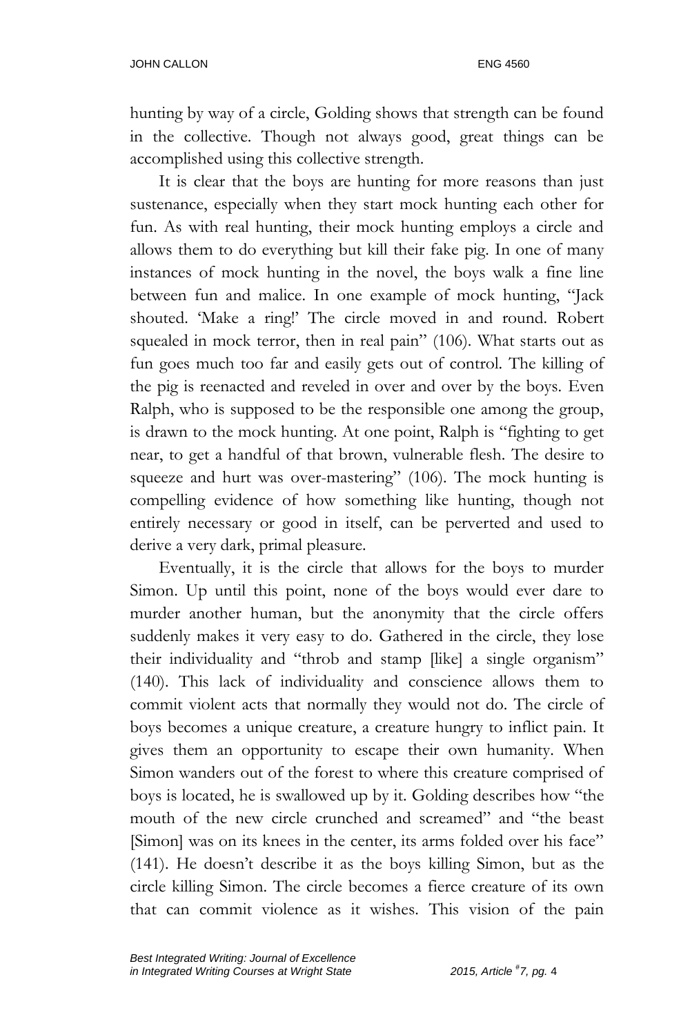hunting by way of a circle, Golding shows that strength can be found in the collective. Though not always good, great things can be accomplished using this collective strength.

It is clear that the boys are hunting for more reasons than just sustenance, especially when they start mock hunting each other for fun. As with real hunting, their mock hunting employs a circle and allows them to do everything but kill their fake pig. In one of many instances of mock hunting in the novel, the boys walk a fine line between fun and malice. In one example of mock hunting, "Jack shouted. 'Make a ring!' The circle moved in and round. Robert squealed in mock terror, then in real pain" (106). What starts out as fun goes much too far and easily gets out of control. The killing of the pig is reenacted and reveled in over and over by the boys. Even Ralph, who is supposed to be the responsible one among the group, is drawn to the mock hunting. At one point, Ralph is "fighting to get near, to get a handful of that brown, vulnerable flesh. The desire to squeeze and hurt was over-mastering" (106). The mock hunting is compelling evidence of how something like hunting, though not entirely necessary or good in itself, can be perverted and used to derive a very dark, primal pleasure.

Eventually, it is the circle that allows for the boys to murder Simon. Up until this point, none of the boys would ever dare to murder another human, but the anonymity that the circle offers suddenly makes it very easy to do. Gathered in the circle, they lose their individuality and "throb and stamp [like] a single organism" (140). This lack of individuality and conscience allows them to commit violent acts that normally they would not do. The circle of boys becomes a unique creature, a creature hungry to inflict pain. It gives them an opportunity to escape their own humanity. When Simon wanders out of the forest to where this creature comprised of boys is located, he is swallowed up by it. Golding describes how "the mouth of the new circle crunched and screamed" and "the beast [Simon] was on its knees in the center, its arms folded over his face" (141). He doesn't describe it as the boys killing Simon, but as the circle killing Simon. The circle becomes a fierce creature of its own that can commit violence as it wishes. This vision of the pain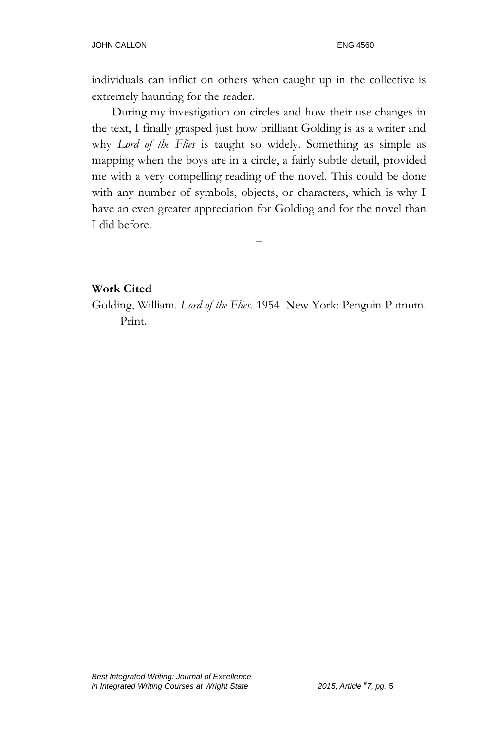individuals can inflict on others when caught up in the collective is extremely haunting for the reader.

During my investigation on circles and how their use changes in the text, I finally grasped just how brilliant Golding is as a writer and why *Lord of the Flies* is taught so widely. Something as simple as mapping when the boys are in a circle, a fairly subtle detail, provided me with a very compelling reading of the novel. This could be done with any number of symbols, objects, or characters, which is why I have an even greater appreciation for Golding and for the novel than I did before.

–

**Work Cited**

Golding, William. *Lord of the Flies*. 1954. New York: Penguin Putnum. Print.